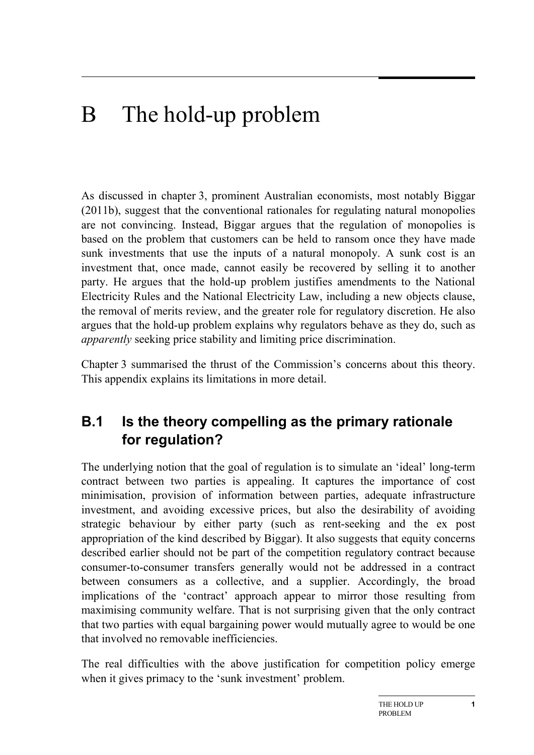# B The hold-up problem

As discussed in chapter 3, prominent Australian economists, most notably Biggar (2011b), suggest that the conventional rationales for regulating natural monopolies are not convincing. Instead, Biggar argues that the regulation of monopolies is based on the problem that customers can be held to ransom once they have made sunk investments that use the inputs of a natural monopoly. A sunk cost is an investment that, once made, cannot easily be recovered by selling it to another party. He argues that the hold-up problem justifies amendments to the National Electricity Rules and the National Electricity Law, including a new objects clause, the removal of merits review, and the greater role for regulatory discretion. He also argues that the hold-up problem explains why regulators behave as they do, such as *apparently* seeking price stability and limiting price discrimination.

Chapter 3 summarised the thrust of the Commission's concerns about this theory. This appendix explains its limitations in more detail.

## B.1 Is the theory compelling as the primary rationale for regulation?

The underlying notion that the goal of regulation is to simulate an 'ideal' long-term contract between two parties is appealing. It captures the importance of cost minimisation, provision of information between parties, adequate infrastructure investment, and avoiding excessive prices, but also the desirability of avoiding strategic behaviour by either party (such as rent-seeking and the ex post appropriation of the kind described by Biggar). It also suggests that equity concerns described earlier should not be part of the competition regulatory contract because consumer-to-consumer transfers generally would not be addressed in a contract between consumers as a collective, and a supplier. Accordingly, the broad implications of the 'contract' approach appear to mirror those resulting from maximising community welfare. That is not surprising given that the only contract that two parties with equal bargaining power would mutually agree to would be one that involved no removable inefficiencies.

The real difficulties with the above justification for competition policy emerge when it gives primacy to the 'sunk investment' problem.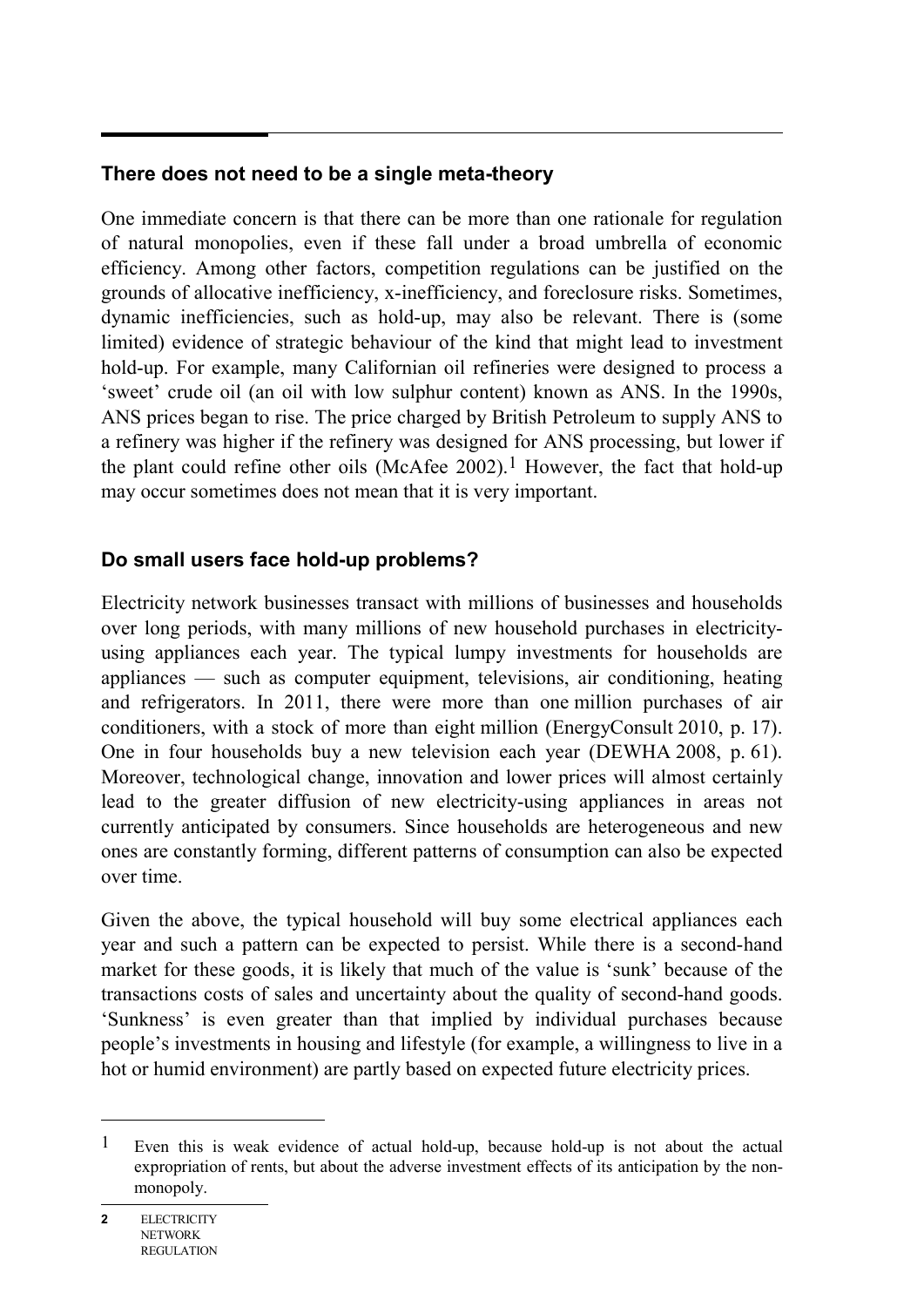## There does not need to be a single meta-theory

One immediate concern is that there can be more than one rationale for regulation of natural monopolies, even if these fall under a broad umbrella of economic efficiency. Among other factors, competition regulations can be justified on the grounds of allocative inefficiency, x-inefficiency, and foreclosure risks. Sometimes, dynamic inefficiencies, such as hold-up, may also be relevant. There is (some limited) evidence of strategic behaviour of the kind that might lead to investment hold-up. For example, many Californian oil refineries were designed to process a 'sweet' crude oil (an oil with low sulphur content) known as ANS. In the 1990s, ANS prices began to rise. The price charged by British Petroleum to supply ANS to a refinery was higher if the refinery was designed for ANS processing, but lower if the plant could refine other oils (McAfee 2002).[1] However, the fact that hold-up may occur sometimes does not mean that it is very important.

## Do small users face hold-up problems?

Electricity network businesses transact with millions of businesses and households over long periods, with many millions of new household purchases in electricity-using appliances each year. The typical lumpy investments for households are appliances — such as computer equipment, televisions, air conditioning, heating and refrigerators. In 2011, there were more than one million purchases of air conditioners, with a stock of more than eight million (EnergyConsult 2010, p. 17). One in four households buy a new television each year (DEWHA 2008, p. 61). Moreover, technological change, innovation and lower prices will almost certainly lead to the greater diffusion of new electricity-using appliances in areas not currently anticipated by consumers. Since households are heterogeneous and new ones are constantly forming, different patterns of consumption can also be expected over time.

Given the above, the typical household will buy some electrical appliances each year and such a pattern can be expected to persist. While there is a second-hand market for these goods, it is likely that much of the value is 'sunk' because of the transactions costs of sales and uncertainty about the quality of second-hand goods. 'Sunkness' is even greater than that implied by individual purchases because people's investments in housing and lifestyle (for example, a willingness to live in a hot or humid environment) are partly based on expected future electricity prices.

---

[1] Even this is weak evidence of actual hold-up, because hold-up is not about the actual expropriation of rents, but about the adverse investment effects of its anticipation by the non-monopoly.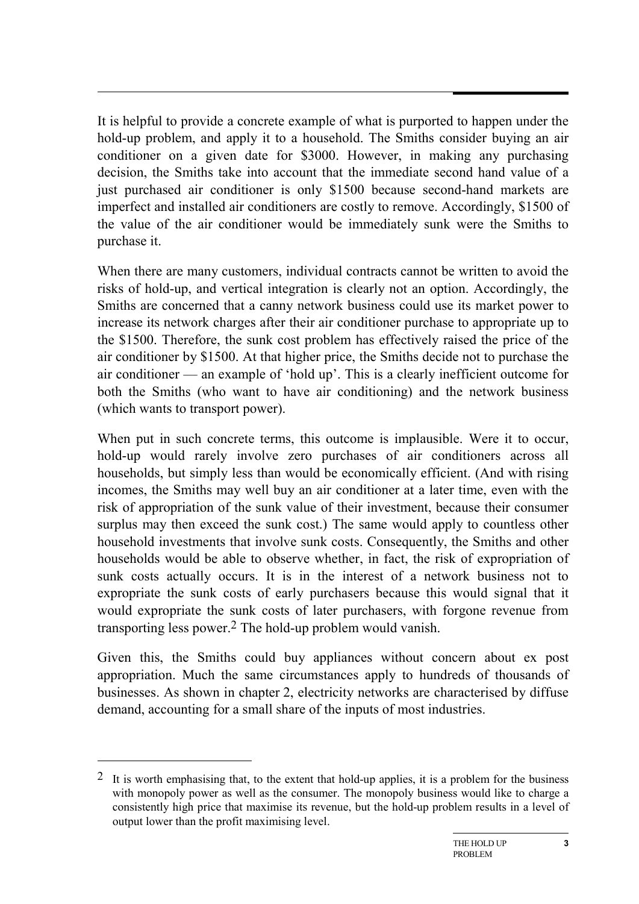It is helpful to provide a concrete example of what is purported to happen under the hold-up problem, and apply it to a household. The Smiths consider buying an air conditioner on a given date for $3000. However, in making any purchasing decision, the Smiths take into account that the immediate second hand value of a just purchased air conditioner is only $1500 because second-hand markets are imperfect and installed air conditioners are costly to remove. Accordingly, $1500 of the value of the air conditioner would be immediately sunk were the Smiths to purchase it.

When there are many customers, individual contracts cannot be written to avoid the risks of hold-up, and vertical integration is clearly not an option. Accordingly, the Smiths are concerned that a canny network business could use its market power to increase its network charges after their air conditioner purchase to appropriate up to the $1500. Therefore, the sunk cost problem has effectively raised the price of the air conditioner by $1500. At that higher price, the Smiths decide not to purchase the air conditioner — an example of 'hold up'. This is a clearly inefficient outcome for both the Smiths (who want to have air conditioning) and the network business (which wants to transport power).

When put in such concrete terms, this outcome is implausible. Were it to occur, hold-up would rarely involve zero purchases of air conditioners across all households, but simply less than would be economically efficient. (And with rising incomes, the Smiths may well buy an air conditioner at a later time, even with the risk of appropriation of the sunk value of their investment, because their consumer surplus may then exceed the sunk cost.) The same would apply to countless other household investments that involve sunk costs. Consequently, the Smiths and other households would be able to observe whether, in fact, the risk of expropriation of sunk costs actually occurs. It is in the interest of a network business not to expropriate the sunk costs of early purchasers because this would signal that it would expropriate the sunk costs of later purchasers, with forgone revenue from transporting less power.[2] The hold-up problem would vanish.

Given this, the Smiths could buy appliances without concern about ex post appropriation. Much the same circumstances apply to hundreds of thousands of businesses. As shown in chapter 2, electricity networks are characterised by diffuse demand, accounting for a small share of the inputs of most industries.

---

[2] It is worth emphasising that, to the extent that hold-up applies, it is a problem for the business with monopoly power as well as the consumer. The monopoly business would like to charge a consistently high price that maximise its revenue, but the hold-up problem results in a level of output lower than the profit maximising level.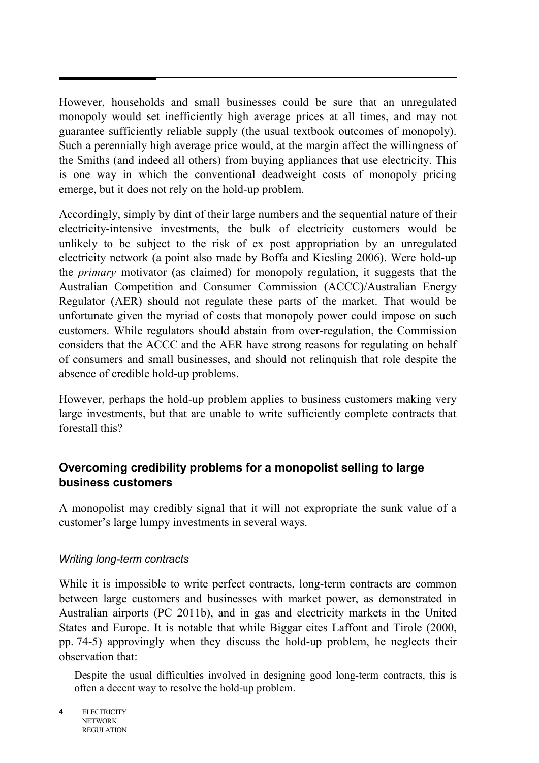However, households and small businesses could be sure that an unregulated monopoly would set inefficiently high average prices at all times, and may not guarantee sufficiently reliable supply (the usual textbook outcomes of monopoly). Such a perennially high average price would, at the margin affect the willingness of the Smiths (and indeed all others) from buying appliances that use electricity. This is one way in which the conventional deadweight costs of monopoly pricing emerge, but it does not rely on the hold-up problem.

Accordingly, simply by dint of their large numbers and the sequential nature of their electricity-intensive investments, the bulk of electricity customers would be unlikely to be subject to the risk of ex post appropriation by an unregulated electricity network (a point also made by Boffa and Kiesling 2006). Were hold-up the *primary* motivator (as claimed) for monopoly regulation, it suggests that the Australian Competition and Consumer Commission (ACCC)/Australian Energy Regulator (AER) should not regulate these parts of the market. That would be unfortunate given the myriad of costs that monopoly power could impose on such customers. While regulators should abstain from over-regulation, the Commission considers that the ACCC and the AER have strong reasons for regulating on behalf of consumers and small businesses, and should not relinquish that role despite the absence of credible hold-up problems.

However, perhaps the hold-up problem applies to business customers making very large investments, but that are unable to write sufficiently complete contracts that forestall this?

### Overcoming credibility problems for a monopolist selling to large business customers

A monopolist may credibly signal that it will not expropriate the sunk value of a customer's large lumpy investments in several ways.

#### *Writing long-term contracts*

While it is impossible to write perfect contracts, long-term contracts are common between large customers and businesses with market power, as demonstrated in Australian airports (PC 2011b), and in gas and electricity markets in the United States and Europe. It is notable that while Biggar cites Laffont and Tirole (2000, pp. 74-5) approvingly when they discuss the hold-up problem, he neglects their observation that:

> Despite the usual difficulties involved in designing good long-term contracts, this is often a decent way to resolve the hold-up problem.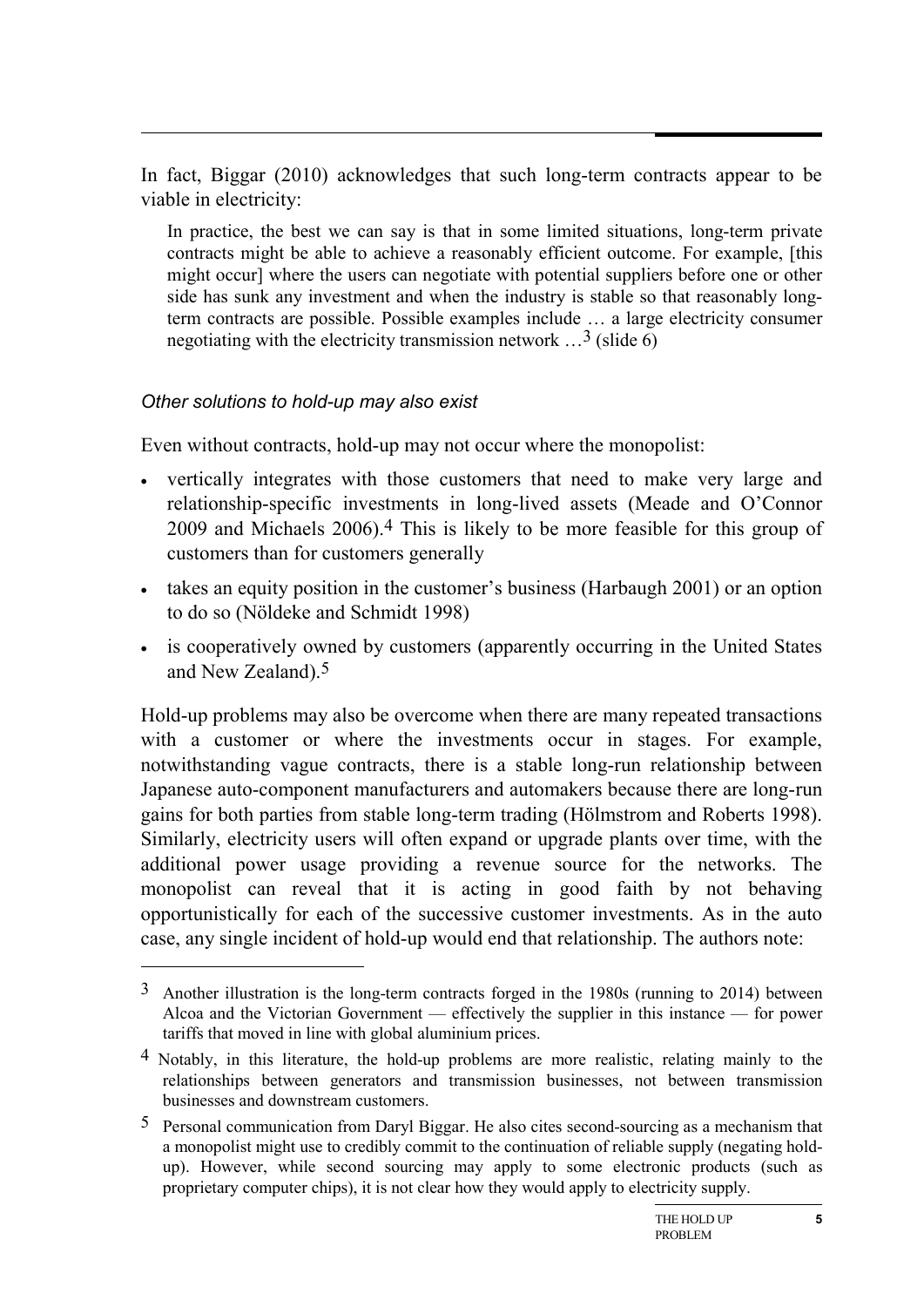In fact, Biggar (2010) acknowledges that such long-term contracts appear to be viable in electricity:

> In practice, the best we can say is that in some limited situations, long-term private contracts might be able to achieve a reasonably efficient outcome. For example, [this might occur] where the users can negotiate with potential suppliers before one or other side has sunk any investment and when the industry is stable so that reasonably long-term contracts are possible. Possible examples include … a large electricity consumer negotiating with the electricity transmission network …[3] (slide 6)

### *Other solutions to hold-up may also exist*

Even without contracts, hold-up may not occur where the monopolist:

- vertically integrates with those customers that need to make very large and relationship-specific investments in long-lived assets (Meade and O'Connor 2009 and Michaels 2006).[4] This is likely to be more feasible for this group of customers than for customers generally
- takes an equity position in the customer's business (Harbaugh 2001) or an option to do so (Nöldeke and Schmidt 1998)
- is cooperatively owned by customers (apparently occurring in the United States and New Zealand).[5]

Hold-up problems may also be overcome when there are many repeated transactions with a customer or where the investments occur in stages. For example, notwithstanding vague contracts, there is a stable long-run relationship between Japanese auto-component manufacturers and automakers because there are long-run gains for both parties from stable long-term trading (Hölmstrom and Roberts 1998). Similarly, electricity users will often expand or upgrade plants over time, with the additional power usage providing a revenue source for the networks. The monopolist can reveal that it is acting in good faith by not behaving opportunistically for each of the successive customer investments. As in the auto case, any single incident of hold-up would end that relationship. The authors note:

---

[3] Another illustration is the long-term contracts forged in the 1980s (running to 2014) between Alcoa and the Victorian Government — effectively the supplier in this instance — for power tariffs that moved in line with global aluminium prices.

[4] Notably, in this literature, the hold-up problems are more realistic, relating mainly to the relationships between generators and transmission businesses, not between transmission businesses and downstream customers.

[5] Personal communication from Daryl Biggar. He also cites second-sourcing as a mechanism that a monopolist might use to credibly commit to the continuation of reliable supply (negating hold-up). However, while second sourcing may apply to some electronic products (such as proprietary computer chips), it is not clear how they would apply to electricity supply.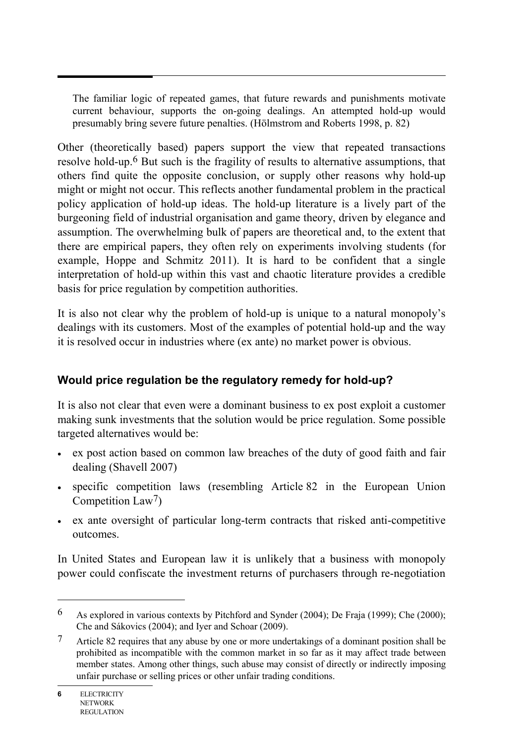> The familiar logic of repeated games, that future rewards and punishments motivate current behaviour, supports the on-going dealings. An attempted hold-up would presumably bring severe future penalties. (Hölmstrom and Roberts 1998, p. 82)

Other (theoretically based) papers support the view that repeated transactions resolve hold-up.[6] But such is the fragility of results to alternative assumptions, that others find quite the opposite conclusion, or supply other reasons why hold-up might or might not occur. This reflects another fundamental problem in the practical policy application of hold-up ideas. The hold-up literature is a lively part of the burgeoning field of industrial organisation and game theory, driven by elegance and assumption. The overwhelming bulk of papers are theoretical and, to the extent that there are empirical papers, they often rely on experiments involving students (for example, Hoppe and Schmitz 2011). It is hard to be confident that a single interpretation of hold-up within this vast and chaotic literature provides a credible basis for price regulation by competition authorities.

It is also not clear why the problem of hold-up is unique to a natural monopoly's dealings with its customers. Most of the examples of potential hold-up and the way it is resolved occur in industries where (ex ante) no market power is obvious.

### Would price regulation be the regulatory remedy for hold-up?

It is also not clear that even were a dominant business to ex post exploit a customer making sunk investments that the solution would be price regulation. Some possible targeted alternatives would be:

- ex post action based on common law breaches of the duty of good faith and fair dealing (Shavell 2007)
- specific competition laws (resembling Article 82 in the European Union Competition Law[7])
- ex ante oversight of particular long-term contracts that risked anti-competitive outcomes.

In United States and European law it is unlikely that a business with monopoly power could confiscate the investment returns of purchasers through re-negotiation

---

[6] As explored in various contexts by Pitchford and Synder (2004); De Fraja (1999); Che (2000); Che and Sákovics (2004); and Iyer and Schoar (2009).

[7] Article 82 requires that any abuse by one or more undertakings of a dominant position shall be prohibited as incompatible with the common market in so far as it may affect trade between member states. Among other things, such abuse may consist of directly or indirectly imposing unfair purchase or selling prices or other unfair trading conditions.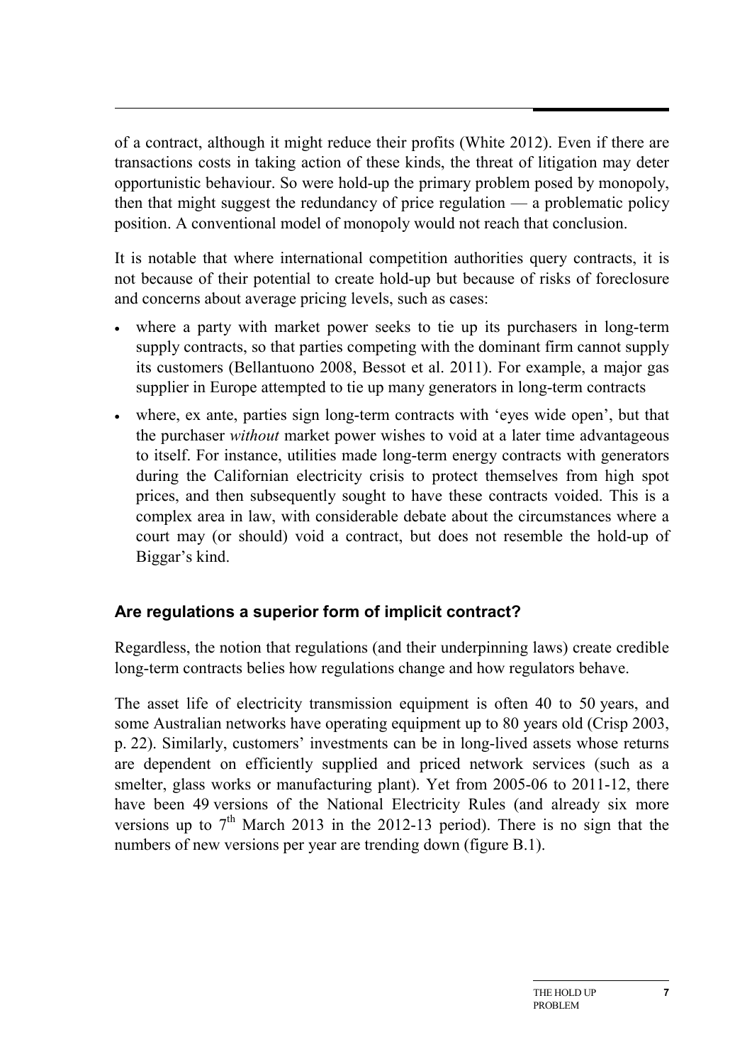of a contract, although it might reduce their profits (White 2012). Even if there are transactions costs in taking action of these kinds, the threat of litigation may deter opportunistic behaviour. So were hold-up the primary problem posed by monopoly, then that might suggest the redundancy of price regulation — a problematic policy position. A conventional model of monopoly would not reach that conclusion.

It is notable that where international competition authorities query contracts, it is not because of their potential to create hold-up but because of risks of foreclosure and concerns about average pricing levels, such as cases:

- where a party with market power seeks to tie up its purchasers in long-term supply contracts, so that parties competing with the dominant firm cannot supply its customers (Bellantuono 2008, Bessot et al. 2011). For example, a major gas supplier in Europe attempted to tie up many generators in long-term contracts
- where, ex ante, parties sign long-term contracts with 'eyes wide open', but that the purchaser *without* market power wishes to void at a later time advantageous to itself. For instance, utilities made long-term energy contracts with generators during the Californian electricity crisis to protect themselves from high spot prices, and then subsequently sought to have these contracts voided. This is a complex area in law, with considerable debate about the circumstances where a court may (or should) void a contract, but does not resemble the hold-up of Biggar's kind.

### Are regulations a superior form of implicit contract?

Regardless, the notion that regulations (and their underpinning laws) create credible long-term contracts belies how regulations change and how regulators behave.

The asset life of electricity transmission equipment is often 40 to 50 years, and some Australian networks have operating equipment up to 80 years old (Crisp 2003, p. 22). Similarly, customers' investments can be in long-lived assets whose returns are dependent on efficiently supplied and priced network services (such as a smelter, glass works or manufacturing plant). Yet from 2005-06 to 2011-12, there have been 49 versions of the National Electricity Rules (and already six more versions up to 7th March 2013 in the 2012-13 period). There is no sign that the numbers of new versions per year are trending down (figure B.1).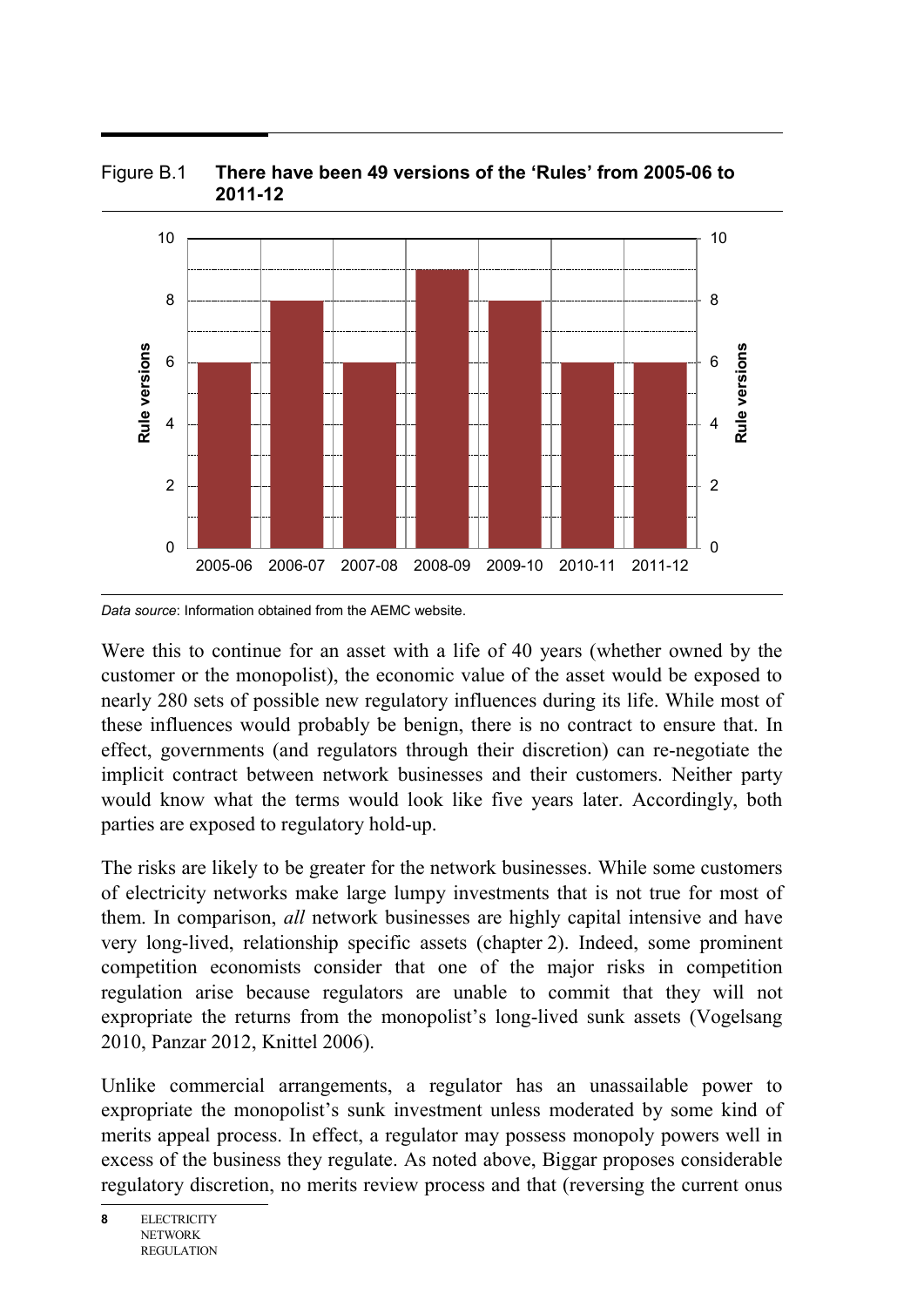Figure B.1 **There have been 49 versions of the 'Rules' from 2005-06 to 2011-12**

| Year | Rule versions |
|---|---|
| 2005-06 | 6 |
| 2006-07 | 8 |
| 2007-08 | 6 |
| 2008-09 | 9 |
| 2009-10 | 8 |
| 2010-11 | 6 |
| 2011-12 | 6 |

*Data source*: Information obtained from the AEMC website.

Were this to continue for an asset with a life of 40 years (whether owned by the customer or the monopolist), the economic value of the asset would be exposed to nearly 280 sets of possible new regulatory influences during its life. While most of these influences would probably be benign, there is no contract to ensure that. In effect, governments (and regulators through their discretion) can re-negotiate the implicit contract between network businesses and their customers. Neither party would know what the terms would look like five years later. Accordingly, both parties are exposed to regulatory hold-up.

The risks are likely to be greater for the network businesses. While some customers of electricity networks make large lumpy investments that is not true for most of them. In comparison, *all* network businesses are highly capital intensive and have very long-lived, relationship specific assets (chapter 2). Indeed, some prominent competition economists consider that one of the major risks in competition regulation arise because regulators are unable to commit that they will not expropriate the returns from the monopolist's long-lived sunk assets (Vogelsang 2010, Panzar 2012, Knittel 2006).

Unlike commercial arrangements, a regulator has an unassailable power to expropriate the monopolist's sunk investment unless moderated by some kind of merits appeal process. In effect, a regulator may possess monopoly powers well in excess of the business they regulate. As noted above, Biggar proposes considerable regulatory discretion, no merits review process and that (reversing the current onus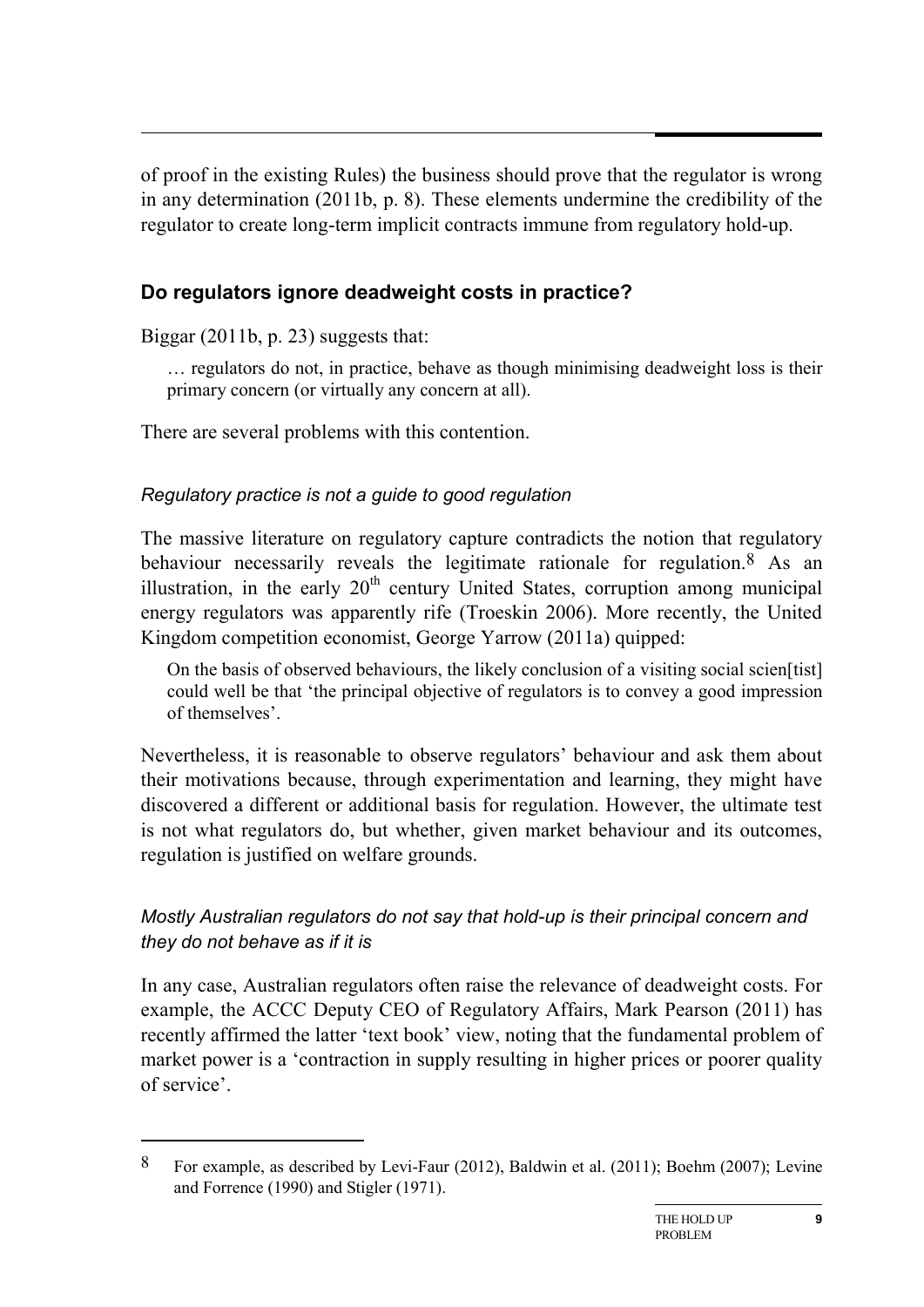of proof in the existing Rules) the business should prove that the regulator is wrong in any determination (2011b, p. 8). These elements undermine the credibility of the regulator to create long-term implicit contracts immune from regulatory hold-up.

## Do regulators ignore deadweight costs in practice?

Biggar (2011b, p. 23) suggests that:

> … regulators do not, in practice, behave as though minimising deadweight loss is their primary concern (or virtually any concern at all).

There are several problems with this contention.

### *Regulatory practice is not a guide to good regulation*

The massive literature on regulatory capture contradicts the notion that regulatory behaviour necessarily reveals the legitimate rationale for regulation.[8] As an illustration, in the early 20th century United States, corruption among municipal energy regulators was apparently rife (Troeskin 2006). More recently, the United Kingdom competition economist, George Yarrow (2011a) quipped:

> On the basis of observed behaviours, the likely conclusion of a visiting social scien[tist] could well be that 'the principal objective of regulators is to convey a good impression of themselves'.

Nevertheless, it is reasonable to observe regulators' behaviour and ask them about their motivations because, through experimentation and learning, they might have discovered a different or additional basis for regulation. However, the ultimate test is not what regulators do, but whether, given market behaviour and its outcomes, regulation is justified on welfare grounds.

### *Mostly Australian regulators do not say that hold-up is their principal concern and they do not behave as if it is*

In any case, Australian regulators often raise the relevance of deadweight costs. For example, the ACCC Deputy CEO of Regulatory Affairs, Mark Pearson (2011) has recently affirmed the latter 'text book' view, noting that the fundamental problem of market power is a 'contraction in supply resulting in higher prices or poorer quality of service'.

---

8 For example, as described by Levi-Faur (2012), Baldwin et al. (2011); Boehm (2007); Levine and Forrence (1990) and Stigler (1971).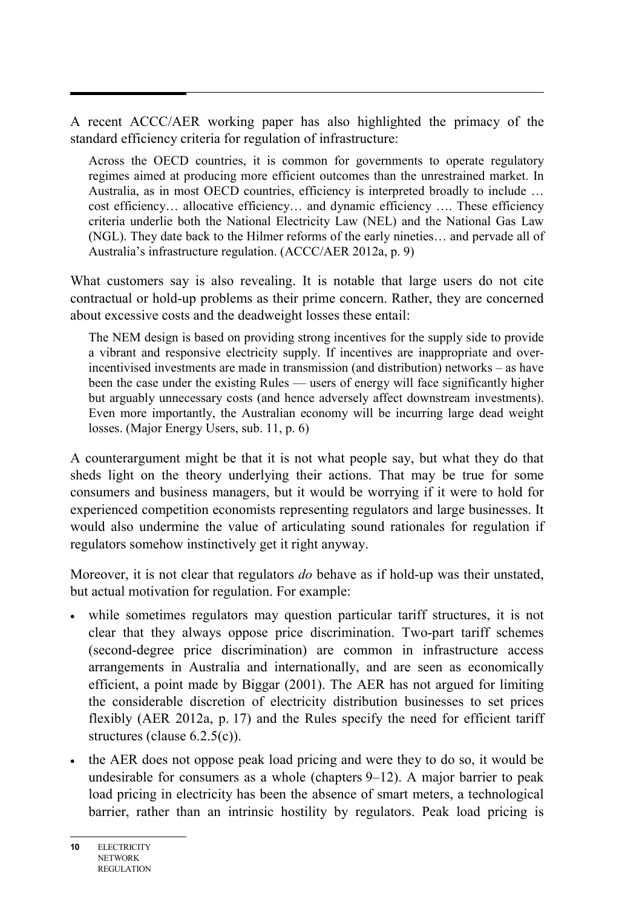A recent ACCC/AER working paper has also highlighted the primacy of the standard efficiency criteria for regulation of infrastructure:

> Across the OECD countries, it is common for governments to operate regulatory regimes aimed at producing more efficient outcomes than the unrestrained market. In Australia, as in most OECD countries, efficiency is interpreted broadly to include … cost efficiency… allocative efficiency… and dynamic efficiency …. These efficiency criteria underlie both the National Electricity Law (NEL) and the National Gas Law (NGL). They date back to the Hilmer reforms of the early nineties… and pervade all of Australia's infrastructure regulation. (ACCC/AER 2012a, p. 9)

What customers say is also revealing. It is notable that large users do not cite contractual or hold-up problems as their prime concern. Rather, they are concerned about excessive costs and the deadweight losses these entail:

> The NEM design is based on providing strong incentives for the supply side to provide a vibrant and responsive electricity supply. If incentives are inappropriate and over-incentivised investments are made in transmission (and distribution) networks – as have been the case under the existing Rules — users of energy will face significantly higher but arguably unnecessary costs (and hence adversely affect downstream investments). Even more importantly, the Australian economy will be incurring large dead weight losses. (Major Energy Users, sub. 11, p. 6)

A counterargument might be that it is not what people say, but what they do that sheds light on the theory underlying their actions. That may be true for some consumers and business managers, but it would be worrying if it were to hold for experienced competition economists representing regulators and large businesses. It would also undermine the value of articulating sound rationales for regulation if regulators somehow instinctively get it right anyway.

Moreover, it is not clear that regulators *do* behave as if hold-up was their unstated, but actual motivation for regulation. For example:

- while sometimes regulators may question particular tariff structures, it is not clear that they always oppose price discrimination. Two-part tariff schemes (second-degree price discrimination) are common in infrastructure access arrangements in Australia and internationally, and are seen as economically efficient, a point made by Biggar (2001). The AER has not argued for limiting the considerable discretion of electricity distribution businesses to set prices flexibly (AER 2012a, p. 17) and the Rules specify the need for efficient tariff structures (clause 6.2.5(c)).
- the AER does not oppose peak load pricing and were they to do so, it would be undesirable for consumers as a whole (chapters 9–12). A major barrier to peak load pricing in electricity has been the absence of smart meters, a technological barrier, rather than an intrinsic hostility by regulators. Peak load pricing is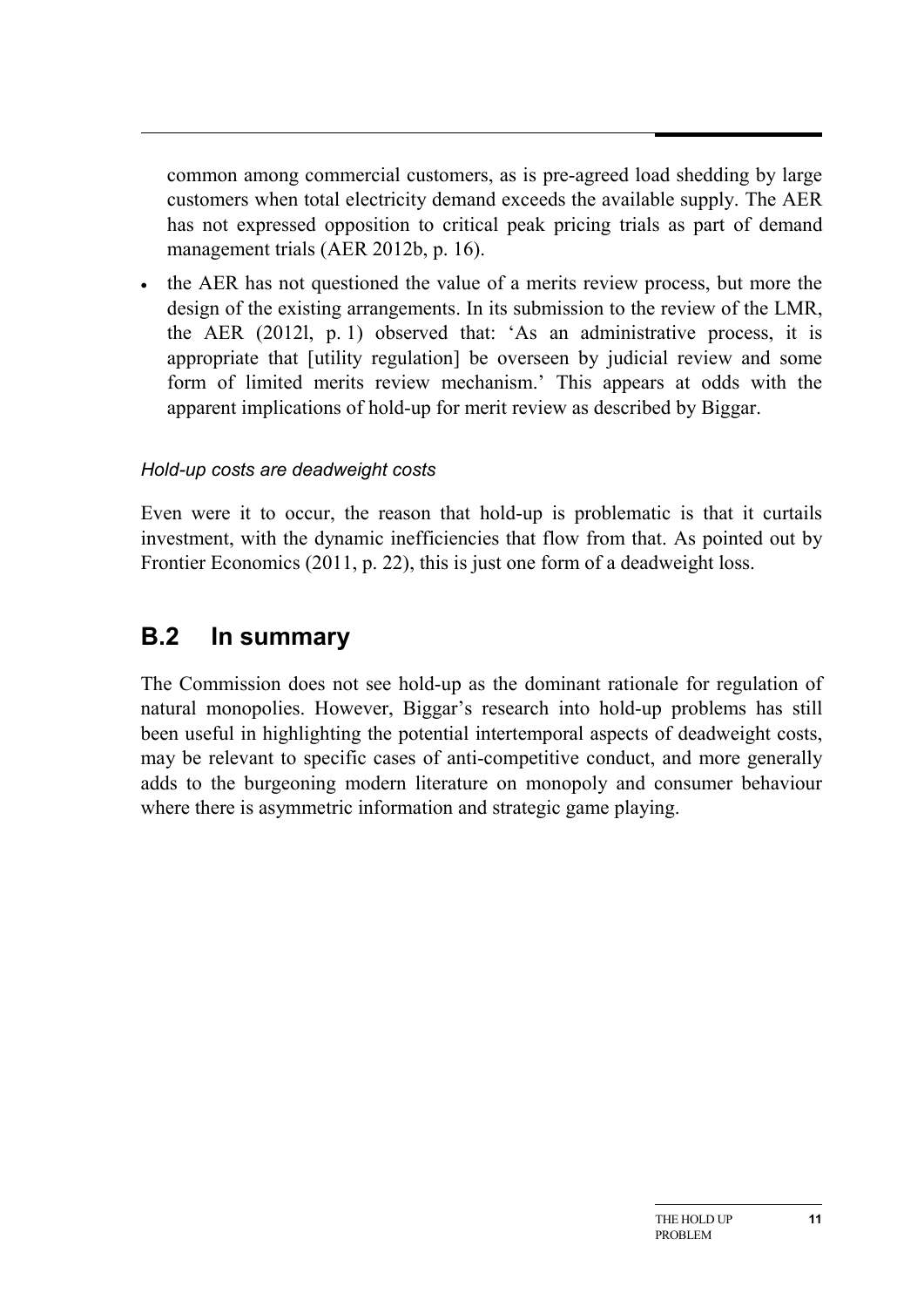common among commercial customers, as is pre-agreed load shedding by large customers when total electricity demand exceeds the available supply. The AER has not expressed opposition to critical peak pricing trials as part of demand management trials (AER 2012b, p. 16).

- the AER has not questioned the value of a merits review process, but more the design of the existing arrangements. In its submission to the review of the LMR, the AER (2012l, p. 1) observed that: 'As an administrative process, it is appropriate that [utility regulation] be overseen by judicial review and some form of limited merits review mechanism.' This appears at odds with the apparent implications of hold-up for merit review as described by Biggar.

*Hold-up costs are deadweight costs*

Even were it to occur, the reason that hold-up is problematic is that it curtails investment, with the dynamic inefficiencies that flow from that. As pointed out by Frontier Economics (2011, p. 22), this is just one form of a deadweight loss.

## B.2 In summary

The Commission does not see hold-up as the dominant rationale for regulation of natural monopolies. However, Biggar's research into hold-up problems has still been useful in highlighting the potential intertemporal aspects of deadweight costs, may be relevant to specific cases of anti-competitive conduct, and more generally adds to the burgeoning modern literature on monopoly and consumer behaviour where there is asymmetric information and strategic game playing.